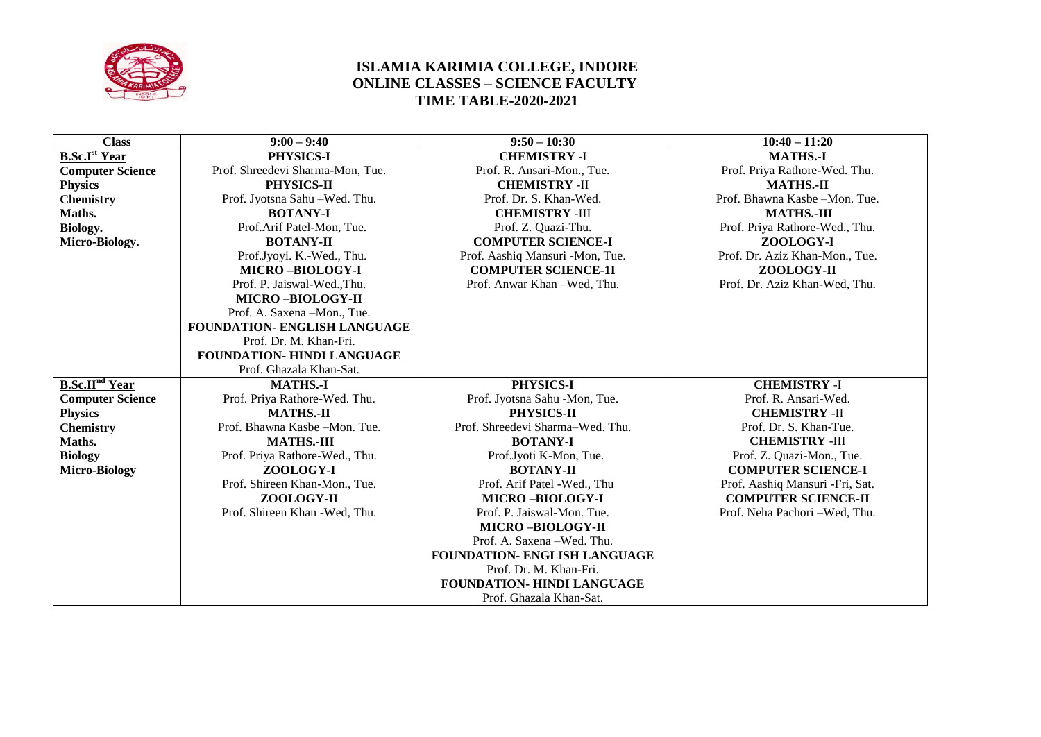# ISLAMIA KARIMIA COLLEGE, INDORE
## ONLINE CLASSES – SCIENCE FACULTY
## TIME TABLE-2020-2021

| Class | 9:00 – 9:40 | 9:50 – 10:30 | 10:40 – 11:20 |
|---|---|---|---|
| **B.Sc.I[st] Year** | **PHYSICS-I** | **CHEMISTRY -I** | **MATHS.-I** |
| **Computer Science** | Prof. Shreedevi Sharma-Mon, Tue. | Prof. R. Ansari-Mon., Tue. | Prof. Priya Rathore-Wed. Thu. |
| **Physics** | **PHYSICS-II** | **CHEMISTRY -II** | **MATHS.-II** |
| **Chemistry** | Prof. Jyotsna Sahu –Wed. Thu. | Prof. Dr. S. Khan-Wed. | Prof. Bhawna Kasbe –Mon. Tue. |
| **Maths.** | **BOTANY-I** | **CHEMISTRY -III** | **MATHS.-III** |
| **Biology.** | Prof.Arif Patel-Mon, Tue. | Prof. Z. Quazi-Thu. | Prof. Priya Rathore-Wed., Thu. |
| **Micro-Biology.** | **BOTANY-II** | **COMPUTER SCIENCE-I** | **ZOOLOGY-I** |
| | Prof.Jyoyi. K.-Wed., Thu. | Prof. Aashiq Mansuri -Mon, Tue. | Prof. Dr. Aziz Khan-Mon., Tue. |
| | **MICRO –BIOLOGY-I** | **COMPUTER SCIENCE-1I** | **ZOOLOGY-II** |
| | Prof. P. Jaiswal-Wed.,Thu. | Prof. Anwar Khan –Wed, Thu. | Prof. Dr. Aziz Khan-Wed, Thu. |
| | **MICRO –BIOLOGY-II** | | |
| | Prof. A. Saxena –Mon., Tue. | | |
| | **FOUNDATION- ENGLISH LANGUAGE** | | |
| | Prof. Dr. M. Khan-Fri. | | |
| | **FOUNDATION- HINDI LANGUAGE** | | |
| | Prof. Ghazala Khan-Sat. | | |
| **B.Sc.II[nd] Year** | **MATHS.-I** | **PHYSICS-I** | **CHEMISTRY -I** |
| **Computer Science** | Prof. Priya Rathore-Wed. Thu. | Prof. Jyotsna Sahu -Mon, Tue. | Prof. R. Ansari-Wed. |
| **Physics** | **MATHS.-II** | **PHYSICS-II** | **CHEMISTRY -II** |
| **Chemistry** | Prof. Bhawna Kasbe –Mon. Tue. | Prof. Shreedevi Sharma–Wed. Thu. | Prof. Dr. S. Khan-Tue. |
| **Maths.** | **MATHS.-III** | **BOTANY-I** | **CHEMISTRY -III** |
| **Biology** | Prof. Priya Rathore-Wed., Thu. | Prof.Jyoti K-Mon, Tue. | Prof. Z. Quazi-Mon., Tue. |
| **Micro-Biology** | **ZOOLOGY-I** | **BOTANY-II** | **COMPUTER SCIENCE-I** |
| | Prof. Shireen Khan-Mon., Tue. | Prof. Arif Patel -Wed., Thu | Prof. Aashiq Mansuri -Fri, Sat. |
| | **ZOOLOGY-II** | **MICRO –BIOLOGY-I** | **COMPUTER SCIENCE-II** |
| | Prof. Shireen Khan -Wed, Thu. | Prof. P. Jaiswal-Mon. Tue. | Prof. Neha Pachori –Wed, Thu. |
| | | **MICRO –BIOLOGY-II** | |
| | | Prof. A. Saxena –Wed. Thu. | |
| | | **FOUNDATION- ENGLISH LANGUAGE** | |
| | | Prof. Dr. M. Khan-Fri. | |
| | | **FOUNDATION- HINDI LANGUAGE** | |
| | | Prof. Ghazala Khan-Sat. | |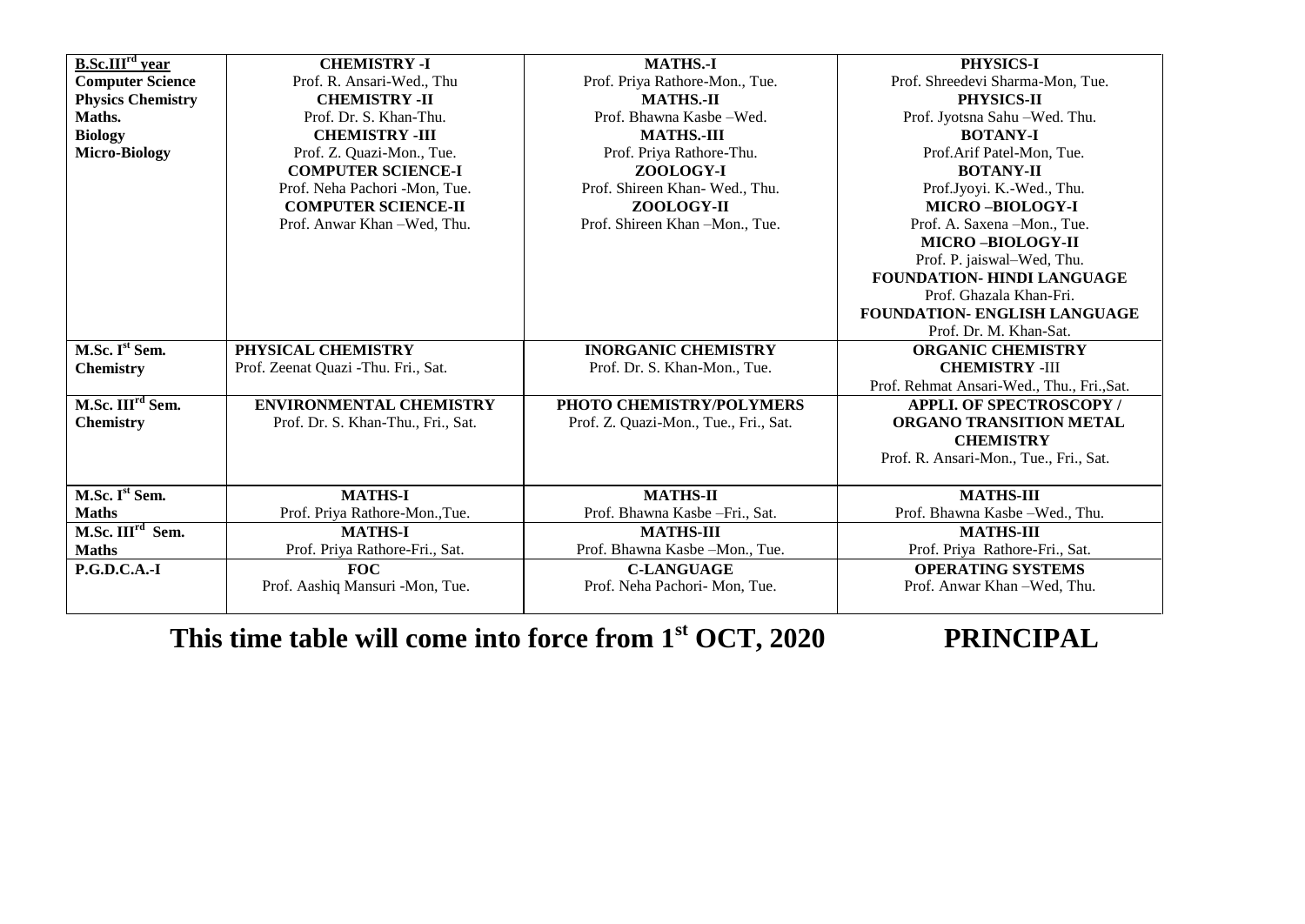| | | | |
|---|---|---|---|
| **B.Sc.III^rd year**<br>**Computer Science**<br>**Physics Chemistry**<br>**Maths.**<br>**Biology**<br>**Micro-Biology** | **CHEMISTRY -I**<br>Prof. R. Ansari-Wed., Thu<br>**CHEMISTRY -II**<br>Prof. Dr. S. Khan-Thu.<br>**CHEMISTRY -III**<br>Prof. Z. Quazi-Mon., Tue.<br>**COMPUTER SCIENCE-I**<br>Prof. Neha Pachori -Mon, Tue.<br>**COMPUTER SCIENCE-II**<br>Prof. Anwar Khan –Wed, Thu. | **MATHS.-I**<br>Prof. Priya Rathore-Mon., Tue.<br>**MATHS.-II**<br>Prof. Bhawna Kasbe –Wed.<br>**MATHS.-III**<br>Prof. Priya Rathore-Thu.<br>**ZOOLOGY-I**<br>Prof. Shireen Khan- Wed., Thu.<br>**ZOOLOGY-II**<br>Prof. Shireen Khan –Mon., Tue. | **PHYSICS-I**<br>Prof. Shreedevi Sharma-Mon, Tue.<br>**PHYSICS-II**<br>Prof. Jyotsna Sahu –Wed. Thu.<br>**BOTANY-I**<br>Prof.Arif Patel-Mon, Tue.<br>**BOTANY-II**<br>Prof.Jyoyi. K.-Wed., Thu.<br>**MICRO –BIOLOGY-I**<br>Prof. A. Saxena –Mon., Tue.<br>**MICRO –BIOLOGY-II**<br>Prof. P. jaiswal–Wed, Thu.<br>**FOUNDATION- HINDI LANGUAGE**<br>Prof. Ghazala Khan-Fri.<br>**FOUNDATION- ENGLISH LANGUAGE**<br>Prof. Dr. M. Khan-Sat. |
| **M.Sc. I^st Sem.**<br>**Chemistry** | **PHYSICAL CHEMISTRY**<br>Prof. Zeenat Quazi -Thu. Fri., Sat. | **INORGANIC CHEMISTRY**<br>Prof. Dr. S. Khan-Mon., Tue. | **ORGANIC CHEMISTRY**<br>**CHEMISTRY** -III<br>Prof. Rehmat Ansari-Wed., Thu., Fri.,Sat. |
| **M.Sc. III^rd Sem.**<br>**Chemistry** | **ENVIRONMENTAL CHEMISTRY**<br>Prof. Dr. S. Khan-Thu., Fri., Sat. | **PHOTO CHEMISTRY/POLYMERS**<br>Prof. Z. Quazi-Mon., Tue., Fri., Sat. | **APPLI. OF SPECTROSCOPY / ORGANO TRANSITION METAL CHEMISTRY**<br>Prof. R. Ansari-Mon., Tue., Fri., Sat. |
| **M.Sc. I^st Sem.**<br>**Maths** | **MATHS-I**<br>Prof. Priya Rathore-Mon.,Tue. | **MATHS-II**<br>Prof. Bhawna Kasbe –Fri., Sat. | **MATHS-III**<br>Prof. Bhawna Kasbe –Wed., Thu. |
| **M.Sc. III^rd Sem.**<br>**Maths** | **MATHS-I**<br>Prof. Priya Rathore-Fri., Sat. | **MATHS-III**<br>Prof. Bhawna Kasbe –Mon., Tue. | **MATHS-III**<br>Prof. Priya Rathore-Fri., Sat. |
| **P.G.D.C.A.-I** | **FOC**<br>Prof. Aashiq Mansuri -Mon, Tue. | **C-LANGUAGE**<br>Prof. Neha Pachori- Mon, Tue. | **OPERATING SYSTEMS**<br>Prof. Anwar Khan –Wed, Thu. |

**This time table will come into force from 1^st OCT, 2020**

**PRINCIPAL**